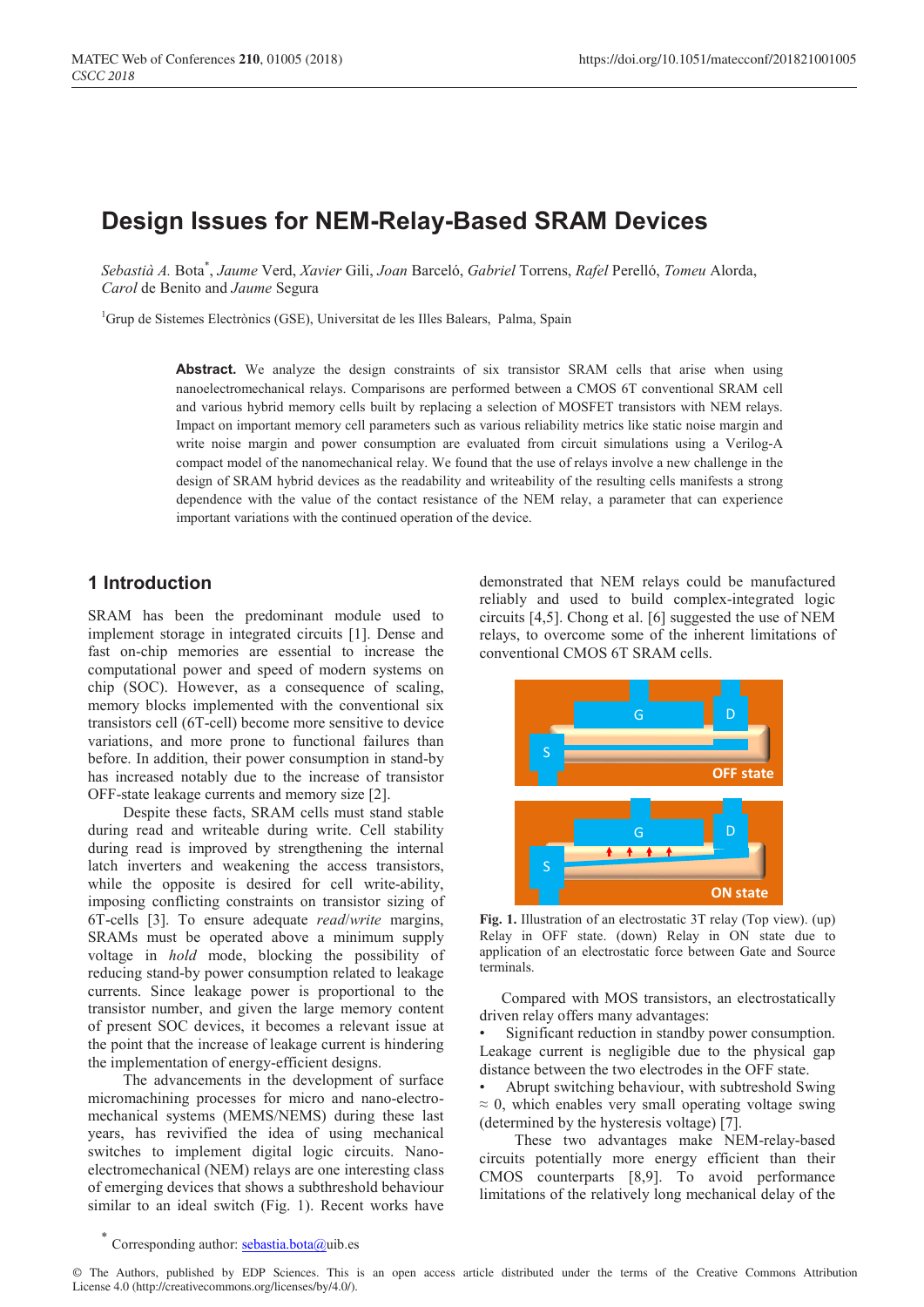# Design Issues for NEM-Relay-Based SRAM Devices

*Sebastià A.* Bota[*], *Jaume* Verd, *Xavier* Gili, *Joan* Barceló, *Gabriel* Torrens, *Rafel* Perelló, *Tomeu* Alorda, *Carol* de Benito and *Jaume* Segura

[1]Grup de Sistemes Electrònics (GSE), Universitat de les Illes Balears, Palma, Spain

**Abstract.** We analyze the design constraints of six transistor SRAM cells that arise when using nanoelectromechanical relays. Comparisons are performed between a CMOS 6T conventional SRAM cell and various hybrid memory cells built by replacing a selection of MOSFET transistors with NEM relays. Impact on important memory cell parameters such as various reliability metrics like static noise margin and write noise margin and power consumption are evaluated from circuit simulations using a Verilog-A compact model of the nanomechanical relay. We found that the use of relays involve a new challenge in the design of SRAM hybrid devices as the readability and writeability of the resulting cells manifests a strong dependence with the value of the contact resistance of the NEM relay, a parameter that can experience important variations with the continued operation of the device.

## 1 Introduction

SRAM has been the predominant module used to implement storage in integrated circuits [1]. Dense and fast on-chip memories are essential to increase the computational power and speed of modern systems on chip (SOC). However, as a consequence of scaling, memory blocks implemented with the conventional six transistors cell (6T-cell) become more sensitive to device variations, and more prone to functional failures than before. In addition, their power consumption in stand-by has increased notably due to the increase of transistor OFF-state leakage currents and memory size [2].

Despite these facts, SRAM cells must stand stable during read and writeable during write. Cell stability during read is improved by strengthening the internal latch inverters and weakening the access transistors, while the opposite is desired for cell write-ability, imposing conflicting constraints on transistor sizing of 6T-cells [3]. To ensure adequate *read*/*write* margins, SRAMs must be operated above a minimum supply voltage in *hold* mode, blocking the possibility of reducing stand-by power consumption related to leakage currents. Since leakage power is proportional to the transistor number, and given the large memory content of present SOC devices, it becomes a relevant issue at the point that the increase of leakage current is hindering the implementation of energy-efficient designs.

The advancements in the development of surface micromachining processes for micro and nano-electro-mechanical systems (MEMS/NEMS) during these last years, has revivified the idea of using mechanical switches to implement digital logic circuits. Nano-electromechanical (NEM) relays are one interesting class of emerging devices that shows a subthreshold behaviour similar to an ideal switch (Fig. 1). Recent works have demonstrated that NEM relays could be manufactured reliably and used to build complex-integrated logic circuits [4,5]. Chong et al. [6] suggested the use of NEM relays, to overcome some of the inherent limitations of conventional CMOS 6T SRAM cells.

**Fig. 1.** Illustration of an electrostatic 3T relay (Top view). (up) Relay in OFF state. (down) Relay in ON state due to application of an electrostatic force between Gate and Source terminals.

Compared with MOS transistors, an electrostatically driven relay offers many advantages:

- Significant reduction in standby power consumption. Leakage current is negligible due to the physical gap distance between the two electrodes in the OFF state.
- Abrupt switching behaviour, with subtreshold Swing $\approx 0$, which enables very small operating voltage swing (determined by the hysteresis voltage) [7].

These two advantages make NEM-relay-based circuits potentially more energy efficient than their CMOS counterparts [8,9]. To avoid performance limitations of the relatively long mechanical delay of the

[*] Corresponding author: sebastia.bota@uib.es

© The Authors, published by EDP Sciences. This is an open access article distributed under the terms of the Creative Commons Attribution License 4.0 (http://creativecommons.org/licenses/by/4.0/).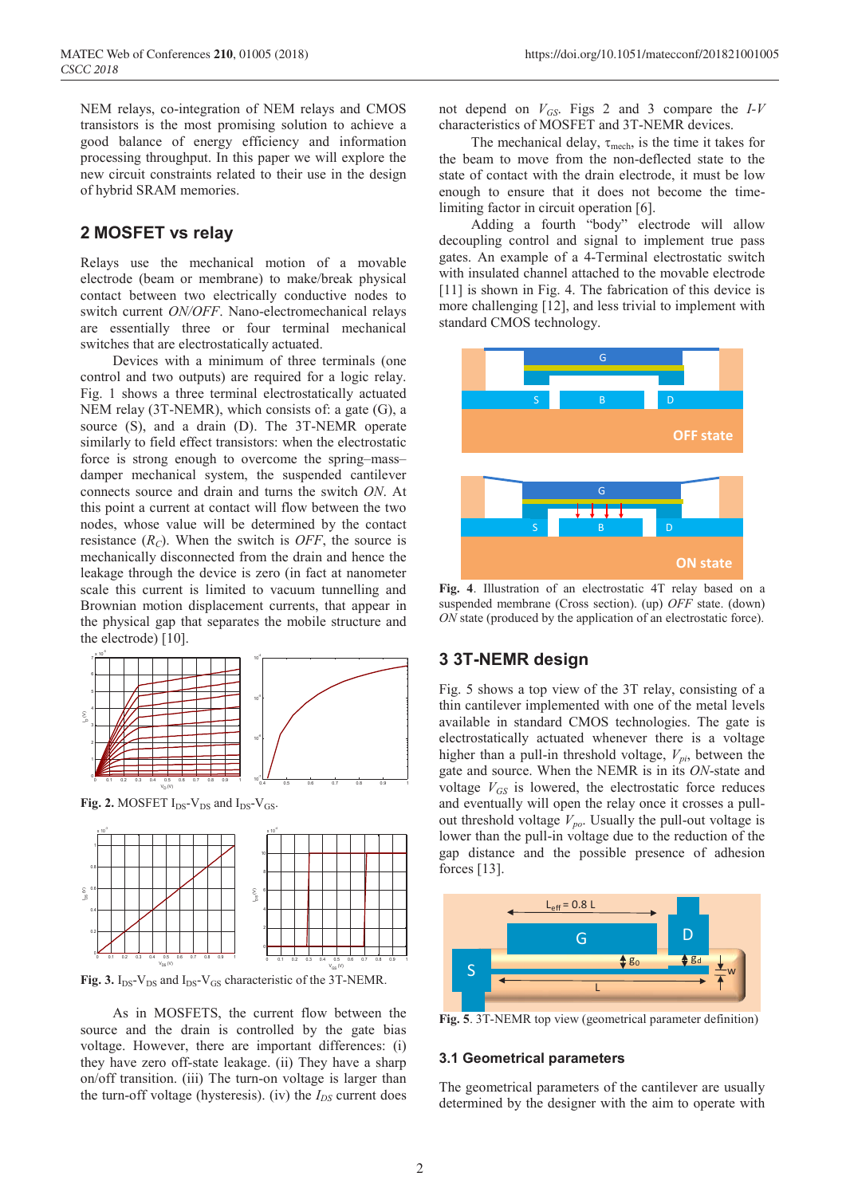NEM relays, co-integration of NEM relays and CMOS transistors is the most promising solution to achieve a good balance of energy efficiency and information processing throughput. In this paper we will explore the new circuit constraints related to their use in the design of hybrid SRAM memories.

## 2 MOSFET vs relay

Relays use the mechanical motion of a movable electrode (beam or membrane) to make/break physical contact between two electrically conductive nodes to switch current *ON/OFF*. Nano-electromechanical relays are essentially three or four terminal mechanical switches that are electrostatically actuated.

Devices with a minimum of three terminals (one control and two outputs) are required for a logic relay. Fig. 1 shows a three terminal electrostatically actuated NEM relay (3T-NEMR), which consists of: a gate (G), a source (S), and a drain (D). The 3T-NEMR operate similarly to field effect transistors: when the electrostatic force is strong enough to overcome the spring–mass–damper mechanical system, the suspended cantilever connects source and drain and turns the switch *ON*. At this point a current at contact will flow between the two nodes, whose value will be determined by the contact resistance ($R_C$). When the switch is *OFF*, the source is mechanically disconnected from the drain and hence the leakage through the device is zero (in fact at nanometer scale this current is limited to vacuum tunnelling and Brownian motion displacement currents, that appear in the physical gap that separates the mobile structure and the electrode) [10].

**Fig. 2.** MOSFET $I_{DS}$-$V_{DS}$ and $I_{DS}$-$V_{GS}$.

**Fig. 3.** $I_{DS}$-$V_{DS}$ and $I_{DS}$-$V_{GS}$ characteristic of the 3T-NEMR.

As in MOSFETS, the current flow between the source and the drain is controlled by the gate bias voltage. However, there are important differences: (i) they have zero off-state leakage. (ii) They have a sharp on/off transition. (iii) The turn-on voltage is larger than the turn-off voltage (hysteresis). (iv) the $I_{DS}$ current does not depend on $V_{GS}$. Figs 2 and 3 compare the *I-V* characteristics of MOSFET and 3T-NEMR devices.

The mechanical delay, $\tau_{mech}$, is the time it takes for the beam to move from the non-deflected state to the state of contact with the drain electrode, it must be low enough to ensure that it does not become the time-limiting factor in circuit operation [6].

Adding a fourth "body" electrode will allow decoupling control and signal to implement true pass gates. An example of a 4-Terminal electrostatic switch with insulated channel attached to the movable electrode [11] is shown in Fig. 4. The fabrication of this device is more challenging [12], and less trivial to implement with standard CMOS technology.

**Fig. 4.** Illustration of an electrostatic 4T relay based on a suspended membrane (Cross section). (up) *OFF* state. (down) *ON* state (produced by the application of an electrostatic force).

## 3 3T-NEMR design

Fig. 5 shows a top view of the 3T relay, consisting of a thin cantilever implemented with one of the metal levels available in standard CMOS technologies. The gate is electrostatically actuated whenever there is a voltage higher than a pull-in threshold voltage, $V_{pi}$, between the gate and source. When the NEMR is in its *ON*-state and voltage $V_{GS}$ is lowered, the electrostatic force reduces and eventually will open the relay once it crosses a pull-out threshold voltage $V_{po}$. Usually the pull-out voltage is lower than the pull-in voltage due to the reduction of the gap distance and the possible presence of adhesion forces [13].

**Fig. 5.** 3T-NEMR top view (geometrical parameter definition)

### 3.1 Geometrical parameters

The geometrical parameters of the cantilever are usually determined by the designer with the aim to operate with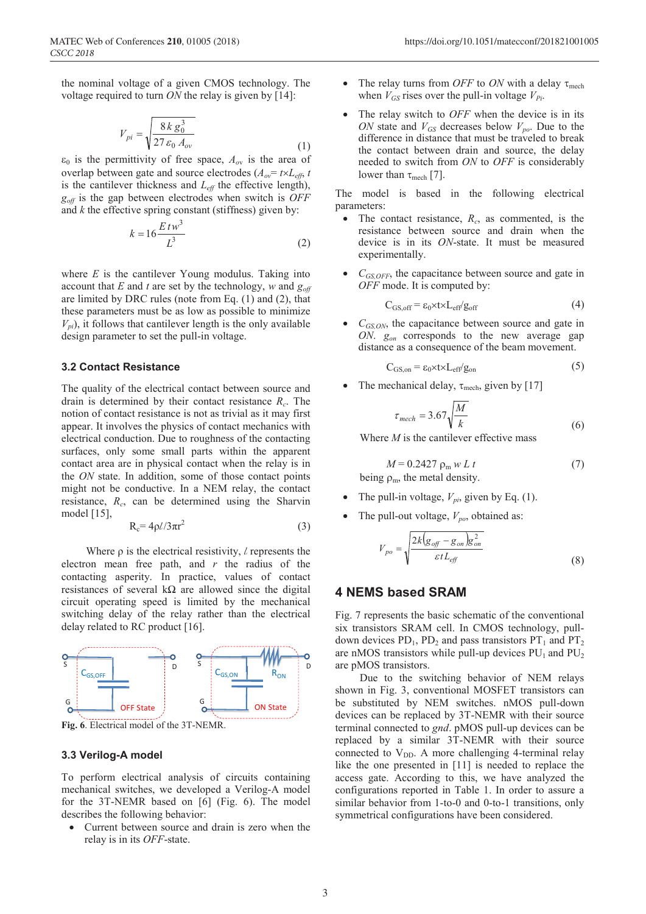the nominal voltage of a given CMOS technology. The voltage required to turn *ON* the relay is given by [14]:

$$V_{pi} = \sqrt{\frac{8\,k\,g_0^3}{27\,\varepsilon_0\,A_{ov}}} \quad (1)$$

$\varepsilon_0$ is the permittivity of free space, $A_{ov}$ is the area of overlap between gate and source electrodes ($A_{ov}= t\times L_{eff}$, $t$ is the cantilever thickness and $L_{eff}$ the effective length), $g_{off}$ is the gap between electrodes when switch is *OFF* and $k$ the effective spring constant (stiffness) given by:

$$k = 16\frac{E\,t\,w^3}{L^3} \quad (2)$$

where $E$ is the cantilever Young modulus. Taking into account that $E$ and $t$ are set by the technology, $w$ and $g_{off}$ are limited by DRC rules (note from Eq. (1) and (2), that these parameters must be as low as possible to minimize $V_{pi}$), it follows that cantilever length is the only available design parameter to set the pull-in voltage.

### 3.2 Contact Resistance

The quality of the electrical contact between source and drain is determined by their contact resistance $R_c$. The notion of contact resistance is not as trivial as it may first appear. It involves the physics of contact mechanics with electrical conduction. Due to roughness of the contacting surfaces, only some small parts within the apparent contact area are in physical contact when the relay is in the *ON* state. In addition, some of those contact points might not be conductive. In a NEM relay, the contact resistance, $R_c$, can be determined using the Sharvin model [15],

$$R_c = 4\rho l / 3\pi r^2 \quad (3)$$

Where $\rho$ is the electrical resistivity, $l$ represents the electron mean free path, and $r$ the radius of the contacting asperity. In practice, values of contact resistances of several kΩ are allowed since the digital circuit operating speed is limited by the mechanical switching delay of the relay rather than the electrical delay related to RC product [16].

Fig. 6. Electrical model of the 3T-NEMR.

### 3.3 Verilog-A model

To perform electrical analysis of circuits containing mechanical switches, we developed a Verilog-A model for the 3T-NEMR based on [6] (Fig. 6). The model describes the following behavior:

- Current between source and drain is zero when the relay is in its *OFF*-state.
- The relay turns from *OFF* to *ON* with a delay $\tau_{mech}$ when $V_{GS}$ rises over the pull-in voltage $V_{Pi}$.
- The relay switch to *OFF* when the device is in its *ON* state and $V_{GS}$ decreases below $V_{po}$. Due to the difference in distance that must be traveled to break the contact between drain and source, the delay needed to switch from *ON* to *OFF* is considerably lower than $\tau_{mech}$ [7].

The model is based in the following electrical parameters:

- The contact resistance, $R_c$, as commented, is the resistance between source and drain when the device is in its *ON*-state. It must be measured experimentally.
- $C_{GS,OFF}$, the capacitance between source and gate in *OFF* mode. It is computed by:

$$C_{GS,off} = \varepsilon_0 \times t \times L_{eff}/g_{off} \quad (4)$$

- $C_{GS,ON}$, the capacitance between source and gate in *ON*. $g_{on}$ corresponds to the new average gap distance as a consequence of the beam movement.

$$C_{GS,on} = \varepsilon_0 \times t \times L_{eff}/g_{on} \quad (5)$$

- The mechanical delay, $\tau_{mech}$, given by [17]

$$\tau_{mech} = 3.67\sqrt{\frac{M}{k}} \quad (6)$$

Where $M$ is the cantilever effective mass

$$M = 0.2427\,\rho_m\,w\,L\,t \quad (7)$$

being $\rho_m$, the metal density.

- The pull-in voltage, $V_{pi}$, given by Eq. (1).
- The pull-out voltage, $V_{po}$, obtained as:

$$V_{po} = \sqrt{\frac{2k\left(g_{off} - g_{on}\right)g_{on}^2}{\varepsilon t L_{eff}}} \quad (8)$$

## 4 NEMS based SRAM

Fig. 7 represents the basic schematic of the conventional six transistors SRAM cell. In CMOS technology, pull-down devices $PD_1$, $PD_2$ and pass transistors $PT_1$ and $PT_2$ are nMOS transistors while pull-up devices $PU_1$ and $PU_2$ are pMOS transistors.

Due to the switching behavior of NEM relays shown in Fig. 3, conventional MOSFET transistors can be substituted by NEM switches. nMOS pull-down devices can be replaced by 3T-NEMR with their source terminal connected to *gnd*. pMOS pull-up devices can be replaced by a similar 3T-NEMR with their source connected to $V_{DD}$. A more challenging 4-terminal relay like the one presented in [11] is needed to replace the access gate. According to this, we have analyzed the configurations reported in Table 1. In order to assure a similar behavior from 1-to-0 and 0-to-1 transitions, only symmetrical configurations have been considered.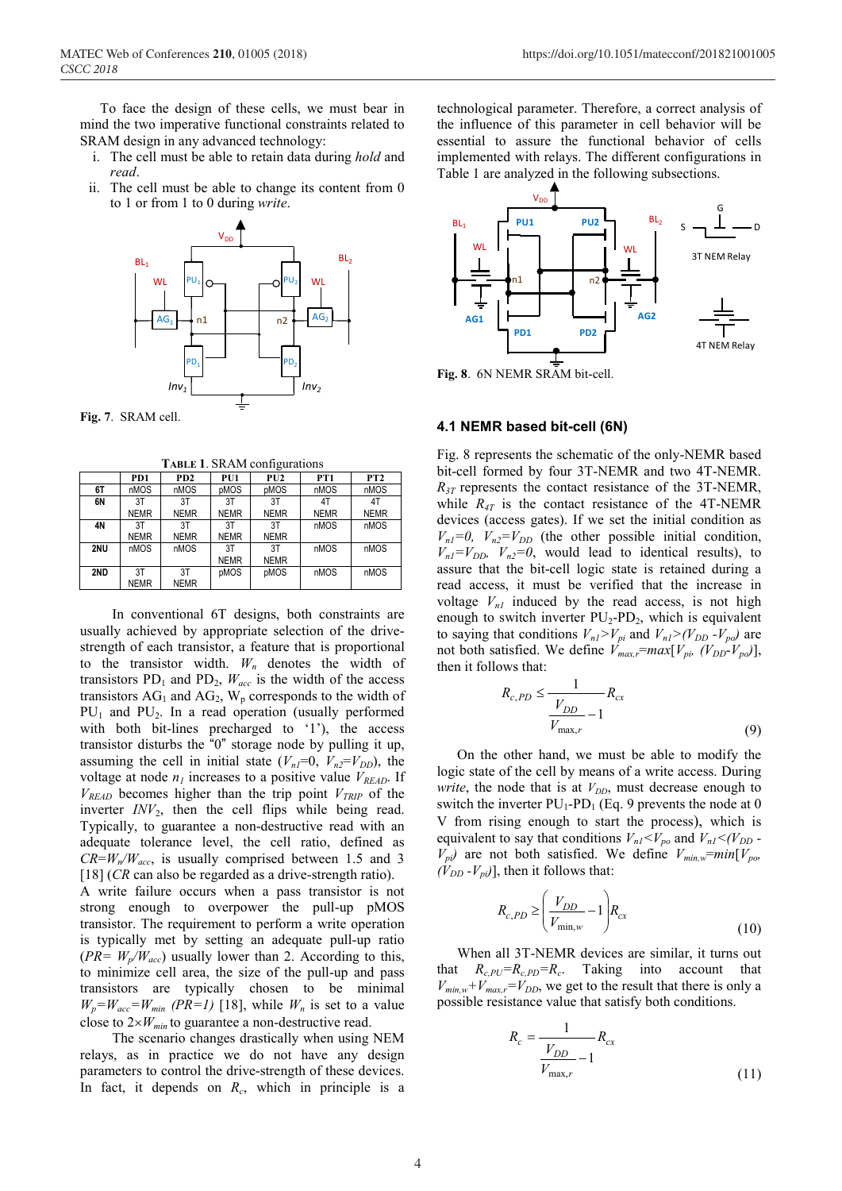To face the design of these cells, we must bear in mind the two imperative functional constraints related to SRAM design in any advanced technology:

i. The cell must be able to retain data during *hold* and *read*.
ii. The cell must be able to change its content from 0 to 1 or from 1 to 0 during *write*.

**Fig. 7.** SRAM cell.

**TABLE 1.** SRAM configurations

| | PD1 | PD2 | PU1 | PU2 | PT1 | PT2 |
|---|---|---|---|---|---|---|
| **6T** | nMOS | nMOS | pMOS | pMOS | nMOS | nMOS |
| **6N** | 3T NEMR | 3T NEMR | 3T NEMR | 3T NEMR | 4T NEMR | 4T NEMR |
| **4N** | 3T NEMR | 3T NEMR | 3T NEMR | 3T NEMR | nMOS | nMOS |
| **2NU** | nMOS | nMOS | 3T NEMR | 3T NEMR | nMOS | nMOS |
| **2ND** | 3T NEMR | 3T NEMR | pMOS | pMOS | nMOS | nMOS |

In conventional 6T designs, both constraints are usually achieved by appropriate selection of the drive-strength of each transistor, a feature that is proportional to the transistor width. $W_n$ denotes the width of transistors $PD_1$ and $PD_2$, $W_{acc}$ is the width of the access transistors $AG_1$ and $AG_2$, $W_p$ corresponds to the width of $PU_1$ and $PU_2$. In a read operation (usually performed with both bit-lines precharged to '1'), the access transistor disturbs the "0" storage node by pulling it up, assuming the cell in initial state ($V_{n1}=0$, $V_{n2}=V_{DD}$), the voltage at node $n_1$ increases to a positive value $V_{READ}$. If $V_{READ}$ becomes higher than the trip point $V_{TRIP}$ of the inverter $INV_2$, then the cell flips while being read. Typically, to guarantee a non-destructive read with an adequate tolerance level, the cell ratio, defined as $CR=W_n/W_{acc}$, is usually comprised between 1.5 and 3 [18] (*CR* can also be regarded as a drive-strength ratio). A write failure occurs when a pass transistor is not strong enough to overpower the pull-up pMOS transistor. The requirement to perform a write operation is typically met by setting an adequate pull-up ratio ($PR= W_p/W_{acc}$) usually lower than 2. According to this, to minimize cell area, the size of the pull-up and pass transistors are typically chosen to be minimal $W_p=W_{acc}=W_{min}$ $(PR=1)$ [18], while $W_n$ is set to a value close to $2\times W_{min}$ to guarantee a non-destructive read.

The scenario changes drastically when using NEM relays, as in practice we do not have any design parameters to control the drive-strength of these devices. In fact, it depends on $R_c$, which in principle is a technological parameter. Therefore, a correct analysis of the influence of this parameter in cell behavior will be essential to assure the functional behavior of cells implemented with relays. The different configurations in Table 1 are analyzed in the following subsections.

**Fig. 8.** 6N NEMR SRAM bit-cell.

### 4.1 NEMR based bit-cell (6N)

Fig. 8 represents the schematic of the only-NEMR based bit-cell formed by four 3T-NEMR and two 4T-NEMR. $R_{3T}$ represents the contact resistance of the 3T-NEMR, while $R_{4T}$ is the contact resistance of the 4T-NEMR devices (access gates). If we set the initial condition as $V_{n1}=0$, $V_{n2}=V_{DD}$ (the other possible initial condition, $V_{n1}=V_{DD}$, $V_{n2}=0$, would lead to identical results), to assure that the bit-cell logic state is retained during a read access, it must be verified that the increase in voltage $V_{n1}$ induced by the read access, is not high enough to switch inverter $PU_2$-$PD_2$, which is equivalent to saying that conditions $V_{n1}>V_{pi}$ and $V_{n1}>(V_{DD}-V_{po})$ are not both satisfied. We define $V_{max,r}=max[V_{pi}, (V_{DD}-V_{po})]$, then it follows that:

$$R_{c,PD} \leq \frac{1}{\dfrac{V_{DD}}{V_{\max,r}}-1} R_{cx} \tag{9}$$

On the other hand, we must be able to modify the logic state of the cell by means of a write access. During *write*, the node that is at $V_{DD}$, must decrease enough to switch the inverter $PU_1$-$PD_1$ (Eq. 9 prevents the node at 0 V from rising enough to start the process), which is equivalent to say that conditions $V_{n1}<V_{po}$ and $V_{n1}<(V_{DD}-V_{pi})$ are not both satisfied. We define $V_{min,w}=min[V_{po}, (V_{DD}-V_{pi})]$, then it follows that:

$$R_{c,PD} \geq \left(\frac{V_{DD}}{V_{\min,w}}-1\right) R_{cx} \tag{10}$$

When all 3T-NEMR devices are similar, it turns out that $R_{c,PU}=R_{c,PD}=R_c$. Taking into account that $V_{min,w}+V_{max,r}=V_{DD}$, we get to the result that there is only a possible resistance value that satisfy both conditions.

$$R_c = \frac{1}{\dfrac{V_{DD}}{V_{\max,r}}-1} R_{cx} \tag{11}$$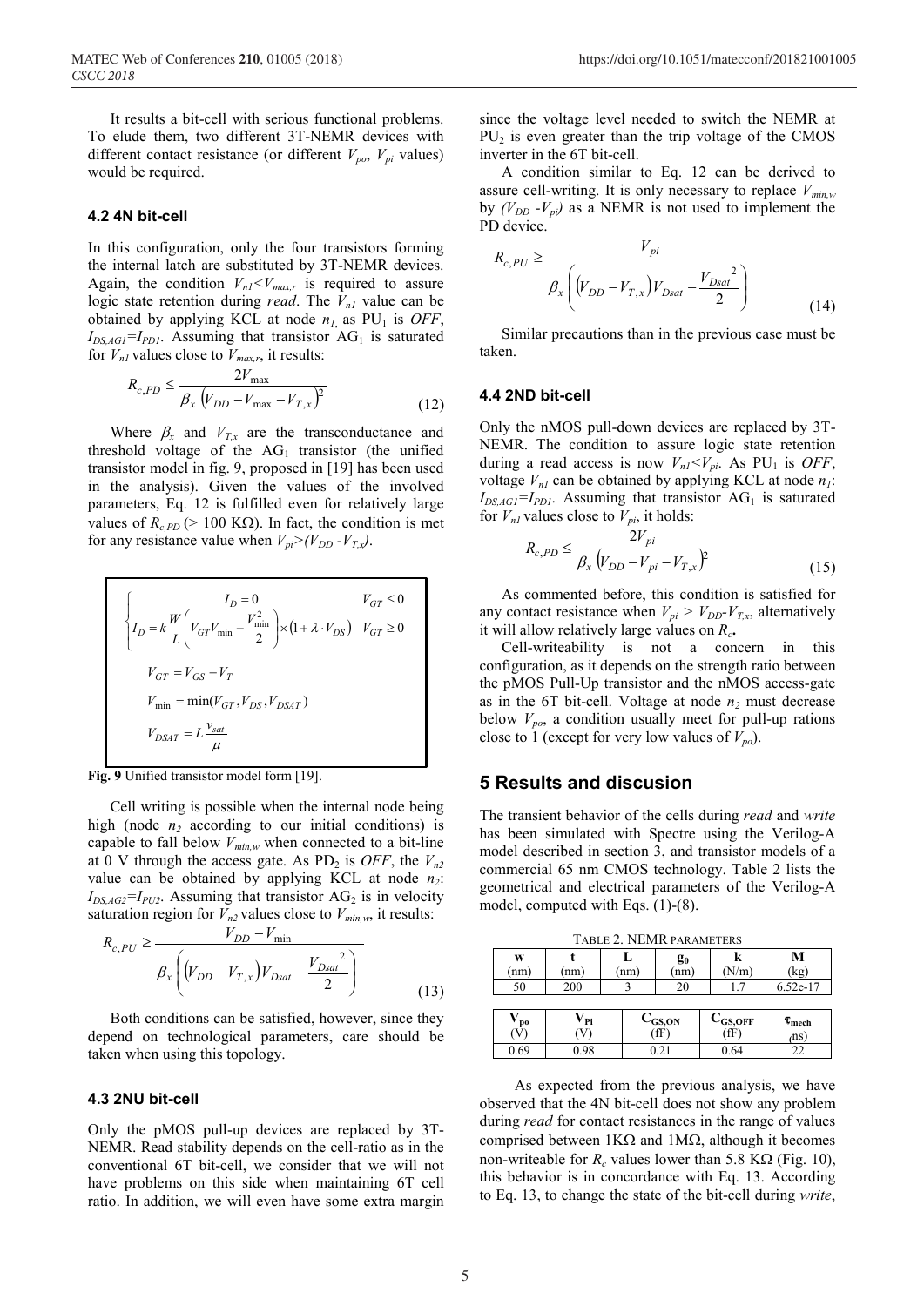It results a bit-cell with serious functional problems. To elude them, two different 3T-NEMR devices with different contact resistance (or different $V_{po}$, $V_{pi}$ values) would be required.

### 4.2 4N bit-cell

In this configuration, only the four transistors forming the internal latch are substituted by 3T-NEMR devices. Again, the condition $V_{n1}<V_{max,r}$ is required to assure logic state retention during *read*. The $V_{n1}$ value can be obtained by applying KCL at node $n_1$, as $PU_1$ is *OFF*, $I_{DS,AG1}=I_{PD1}$. Assuming that transistor $AG_1$ is saturated for $V_{n1}$ values close to $V_{max,r}$, it results:

$$R_{c,PD} \leq \frac{2V_{\max}}{\beta_x \left(V_{DD} - V_{\max} - V_{T,x}\right)^2} \tag{12}$$

Where $\beta_x$ and $V_{T,x}$ are the transconductance and threshold voltage of the $AG_1$ transistor (the unified transistor model in fig. 9, proposed in [19] has been used in the analysis). Given the values of the involved parameters, Eq. 12 is fulfilled even for relatively large values of $R_{c,PD}$ (> 100 KΩ). In fact, the condition is met for any resistance value when $V_{pi}>(V_{DD} - V_{T,x})$.

$$\begin{cases} I_D = 0 & V_{GT} \leq 0 \\ I_D = k\dfrac{W}{L}\left(V_{GT}V_{\min} - \dfrac{V_{\min}^2}{2}\right) \times \left(1 + \lambda \cdot V_{DS}\right) & V_{GT} \geq 0 \end{cases}$$

$$V_{GT} = V_{GS} - V_T$$

$$V_{\min} = \min(V_{GT}, V_{DS}, V_{DSAT})$$

$$V_{DSAT} = L\frac{v_{sat}}{\mu}$$

**Fig. 9** Unified transistor model form [19].

Cell writing is possible when the internal node being high (node $n_2$ according to our initial conditions) is capable to fall below $V_{min,w}$ when connected to a bit-line at 0 V through the access gate. As $PD_2$ is *OFF*, the $V_{n2}$ value can be obtained by applying KCL at node $n_2$: $I_{DS,AG2}=I_{PU2}$. Assuming that transistor $AG_2$ is in velocity saturation region for $V_{n2}$ values close to $V_{min,w}$, it results:

$$R_{c,PU} \geq \frac{V_{DD} - V_{\min}}{\beta_x \left(\left(V_{DD} - V_{T,x}\right)V_{Dsat} - \dfrac{V_{Dsat}^{\ 2}}{2}\right)} \tag{13}$$

Both conditions can be satisfied, however, since they depend on technological parameters, care should be taken when using this topology.

### 4.3 2NU bit-cell

Only the pMOS pull-up devices are replaced by 3T-NEMR. Read stability depends on the cell-ratio as in the conventional 6T bit-cell, we consider that we will not have problems on this side when maintaining 6T cell ratio. In addition, we will even have some extra margin since the voltage level needed to switch the NEMR at $PU_2$ is even greater than the trip voltage of the CMOS inverter in the 6T bit-cell.

A condition similar to Eq. 12 can be derived to assure cell-writing. It is only necessary to replace $V_{min,w}$ by $(V_{DD} - V_{pi})$ as a NEMR is not used to implement the PD device.

$$R_{c,PU} \geq \frac{V_{pi}}{\beta_x \left(\left(V_{DD} - V_{T,x}\right)V_{Dsat} - \dfrac{V_{Dsat}^{\ 2}}{2}\right)} \tag{14}$$

Similar precautions than in the previous case must be taken.

### 4.4 2ND bit-cell

Only the nMOS pull-down devices are replaced by 3T-NEMR. The condition to assure logic state retention during a read access is now $V_{n1}<V_{pi}$. As $PU_1$ is *OFF*, voltage $V_{n1}$ can be obtained by applying KCL at node $n_1$: $I_{DS,AG1}=I_{PD1}$. Assuming that transistor $AG_1$ is saturated for $V_{n1}$ values close to $V_{pi}$, it holds:

$$R_{c,PD} \leq \frac{2V_{pi}}{\beta_x \left(V_{DD} - V_{pi} - V_{T,x}\right)^2} \tag{15}$$

As commented before, this condition is satisfied for any contact resistance when $V_{pi} > V_{DD}-V_{T,x}$, alternatively it will allow relatively large values on $R_c$.

Cell-writeability is not a concern in this configuration, as it depends on the strength ratio between the pMOS Pull-Up transistor and the nMOS access-gate as in the 6T bit-cell. Voltage at node $n_2$ must decrease below $V_{po}$, a condition usually meet for pull-up rations close to 1 (except for very low values of $V_{po}$).

## 5 Results and discussion

The transient behavior of the cells during *read* and *write* has been simulated with Spectre using the Verilog-A model described in section 3, and transistor models of a commercial 65 nm CMOS technology. Table 2 lists the geometrical and electrical parameters of the Verilog-A model, computed with Eqs. (1)-(8).

TABLE 2. NEMR PARAMETERS

| w (nm) | t (nm) | L (nm) | $g_0$ (nm) | k (N/m) | M (kg) |
|---|---|---|---|---|---|
| 50 | 200 | 3 | 20 | 1.7 | 6.52e-17 |

| $V_{po}$ (V) | $V_{Pi}$ (V) | $C_{GS,ON}$ (fF) | $C_{GS,OFF}$ (fF) | $\tau_{mech}$ (ns) |
|---|---|---|---|---|
| 0.69 | 0.98 | 0.21 | 0.64 | 22 |

As expected from the previous analysis, we have observed that the 4N bit-cell does not show any problem during *read* for contact resistances in the range of values comprised between 1KΩ and 1MΩ, although it becomes non-writeable for $R_c$ values lower than 5.8 KΩ (Fig. 10), this behavior is in concordance with Eq. 13. According to Eq. 13, to change the state of the bit-cell during *write*,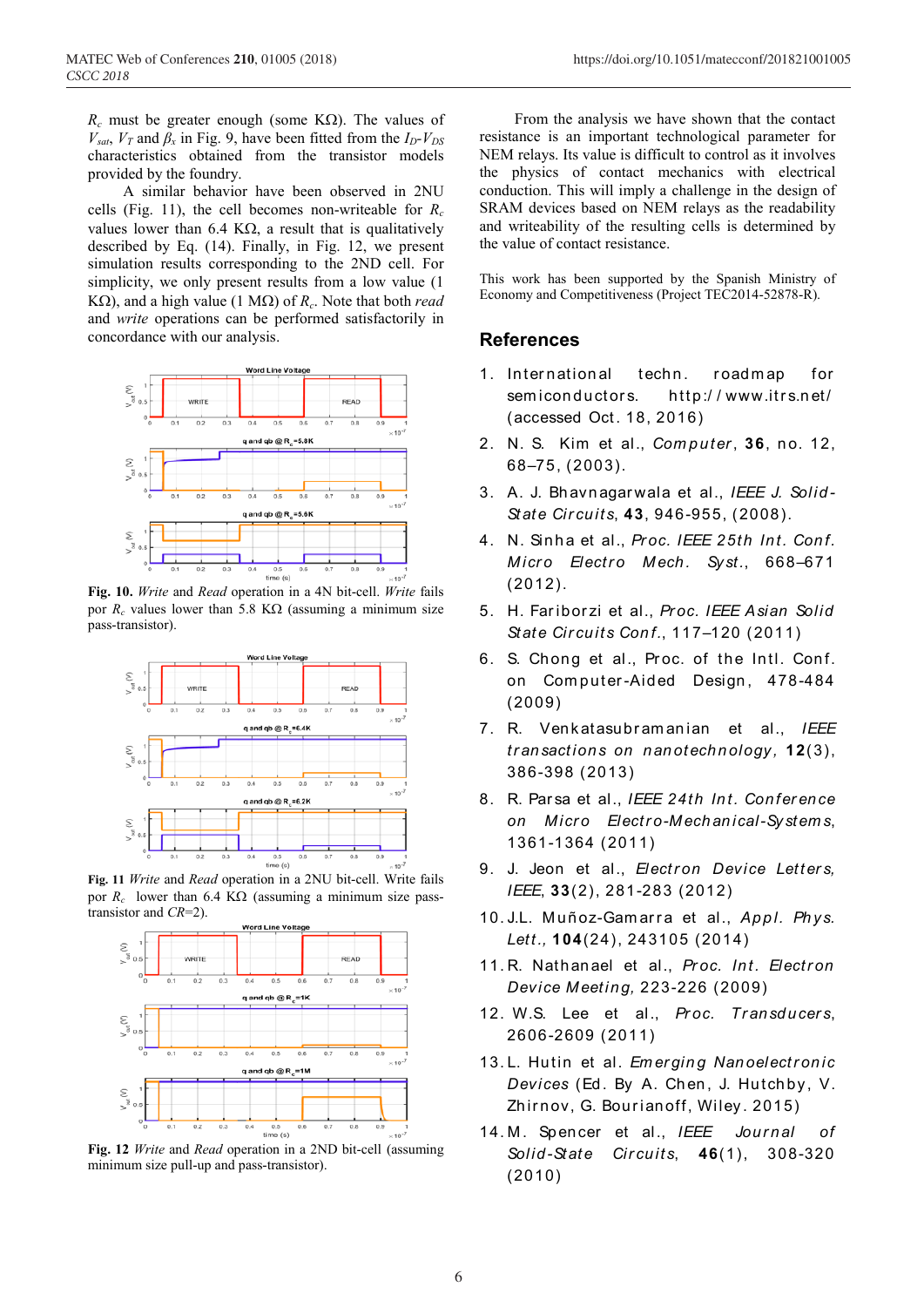$R_c$ must be greater enough (some KΩ). The values of $V_{sat}$, $V_T$ and $\beta_x$ in Fig. 9, have been fitted from the $I_D$-$V_{DS}$ characteristics obtained from the transistor models provided by the foundry.

A similar behavior have been observed in 2NU cells (Fig. 11), the cell becomes non-writeable for $R_c$ values lower than 6.4 KΩ, a result that is qualitatively described by Eq. (14). Finally, in Fig. 12, we present simulation results corresponding to the 2ND cell. For simplicity, we only present results from a low value (1 KΩ), and a high value (1 MΩ) of $R_c$. Note that both *read* and *write* operations can be performed satisfactorily in concordance with our analysis.

**Fig. 10.** *Write* and *Read* operation in a 4N bit-cell. *Write* fails por $R_c$ values lower than 5.8 KΩ (assuming a minimum size pass-transistor).

**Fig. 11** *Write* and *Read* operation in a 2NU bit-cell. Write fails por $R_c$ lower than 6.4 KΩ (assuming a minimum size pass-transistor and *CR*=2).

**Fig. 12** *Write* and *Read* operation in a 2ND bit-cell (assuming minimum size pull-up and pass-transistor).

From the analysis we have shown that the contact resistance is an important technological parameter for NEM relays. Its value is difficult to control as it involves the physics of contact mechanics with electrical conduction. This will imply a challenge in the design of SRAM devices based on NEM relays as the readability and writeability of the resulting cells is determined by the value of contact resistance.

This work has been supported by the Spanish Ministry of Economy and Competitiveness (Project TEC2014-52878-R).

## References

1. International techn. roadmap for semiconductors. http://www.itrs.net/ (accessed Oct. 18, 2016)
2. N. S. Kim et al., *Computer*, **36**, no. 12, 68–75, (2003).
3. A. J. Bhavnagarwala et al., *IEEE J. Solid-State Circuits*, **43**, 946-955, (2008).
4. N. Sinha et al., *Proc. IEEE 25th Int. Conf. Micro Electro Mech. Syst.*, 668–671 (2012).
5. H. Fariborzi et al., *Proc. IEEE Asian Solid State Circuits Conf.*, 117–120 (2011)
6. S. Chong et al., Proc. of the Intl. Conf. on Computer-Aided Design, 478-484 (2009)
7. R. Venkatasubramanian et al., *IEEE transactions on nanotechnology,* **12**(3), 386-398 (2013).
8. R. Parsa et al., *IEEE 24th Int. Conference on Micro Electro-Mechanical-Systems*, 1361-1364 (2011)
9. J. Jeon et al., *Electron Device Letters, IEEE*, **33**(2), 281-283 (2012)
10. J.L. Muñoz-Gamarra et al., *Appl. Phys. Lett.,* **104**(24), 243105 (2014)
11. R. Nathanael et al., *Proc. Int. Electron Device Meeting,* 223-226 (2009)
12. W.S. Lee et al., *Proc. Transducers*, 2606-2609 (2011)
13. L. Hutin et al. *Emerging Nanoelectronic Devices* (Ed. By A. Chen, J. Hutchby, V. Zhirnov, G. Bourianoff, Wiley. 2015)
14. M. Spencer et al., *IEEE Journal of Solid-State Circuits*, **46**(1), 308-320 (2010)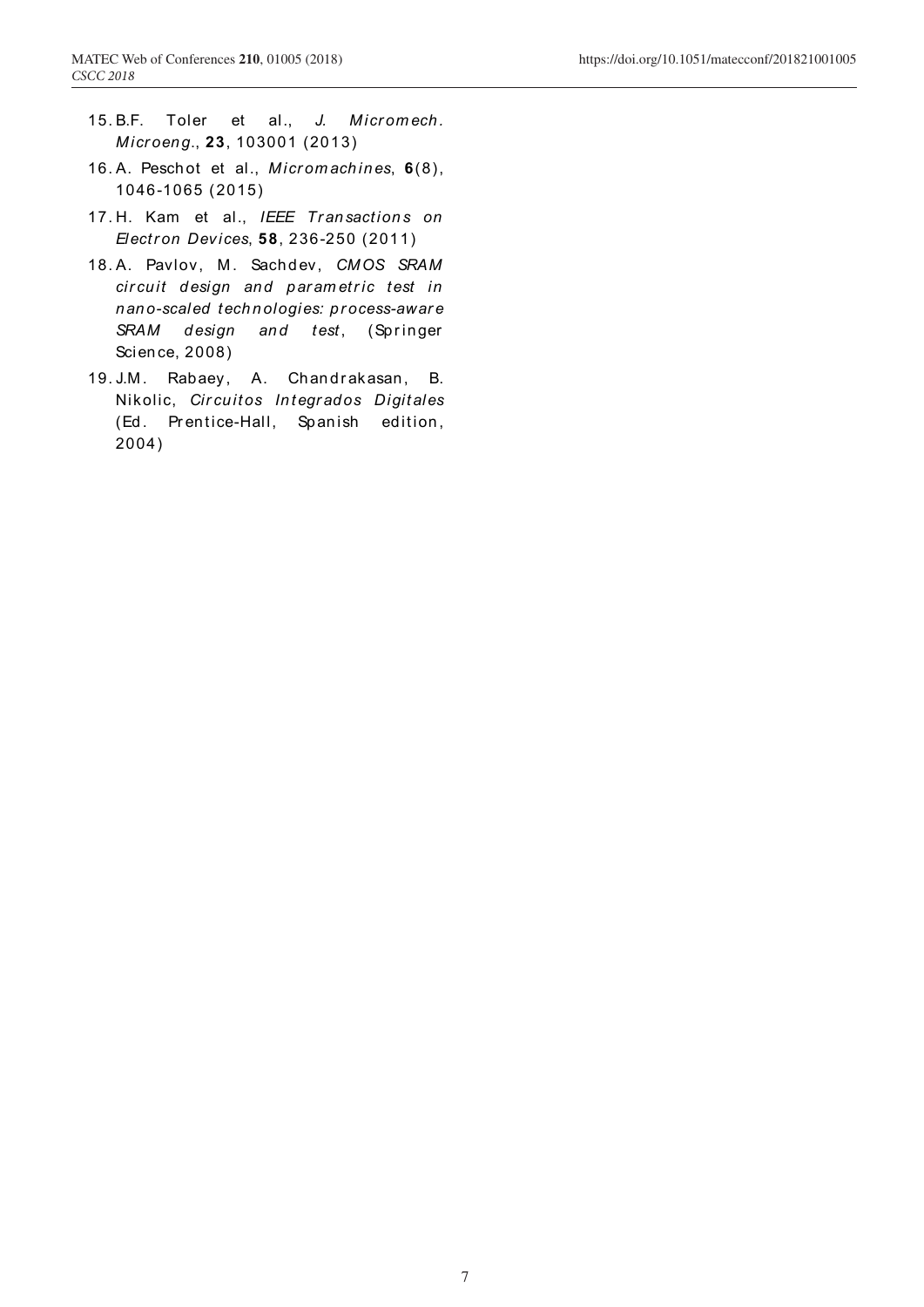15. B.F. Toler et al., *J. Micromech. Microeng.*, **23**, 103001 (2013)
16. A. Peschot et al., *Micromachines*, **6**(8), 1046-1065 (2015)
17. H. Kam et al., *IEEE Transactions on Electron Devices*, **58**, 236-250 (2011)
18. A. Pavlov, M. Sachdev, *CMOS SRAM circuit design and parametric test in nano-scaled technologies: process-aware SRAM design and test*, (Springer Science, 2008)
19. J.M. Rabaey, A. Chandrakasan, B. Nikolic, *Circuitos Integrados Digitales* (Ed. Prentice-Hall, Spanish edition, 2004)